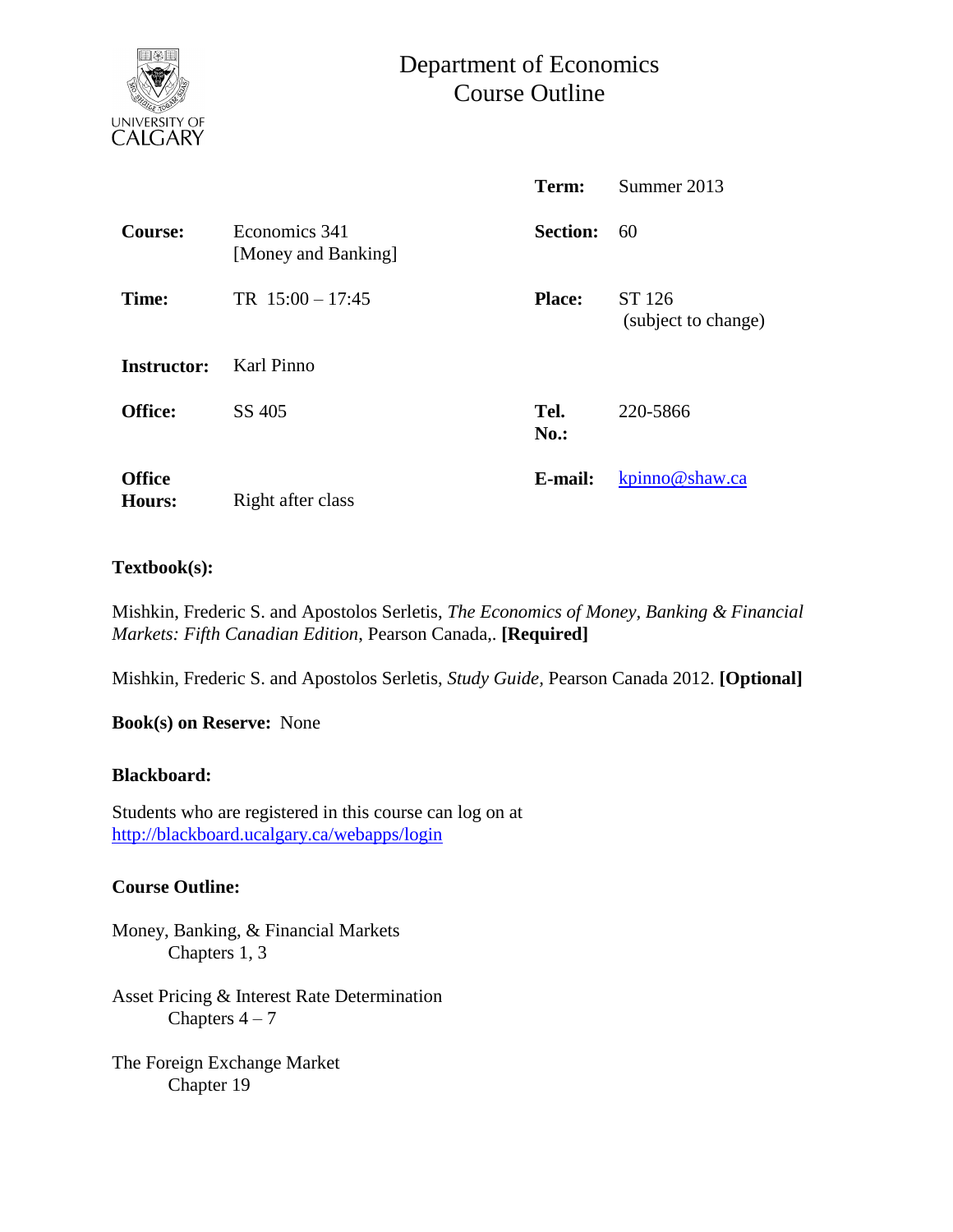# Department of Economics
## Course Outline

| | | | |
|---|---|---|---|
| | | **Term:** | Summer 2013 |
| **Course:** | Economics 341 [Money and Banking] | **Section:** | 60 |
| **Time:** | TR 15:00 – 17:45 | **Place:** | ST 126 (subject to change) |
| **Instructor:** | Karl Pinno | | |
| **Office:** | SS 405 | **Tel. No.:** | 220-5866 |
| **Office Hours:** | Right after class | **E-mail:** | kpinno@shaw.ca |

**Textbook(s):**

Mishkin, Frederic S. and Apostolos Serletis, *The Economics of Money, Banking & Financial Markets: Fifth Canadian Edition*, Pearson Canada,. **[Required]**

Mishkin, Frederic S. and Apostolos Serletis, *Study Guide,* Pearson Canada 2012. **[Optional]**

**Book(s) on Reserve:** None

**Blackboard:**

Students who are registered in this course can log on at
http://blackboard.ucalgary.ca/webapps/login

**Course Outline:**

Money, Banking, & Financial Markets
  Chapters 1, 3

Asset Pricing & Interest Rate Determination
  Chapters 4 – 7

The Foreign Exchange Market
  Chapter 19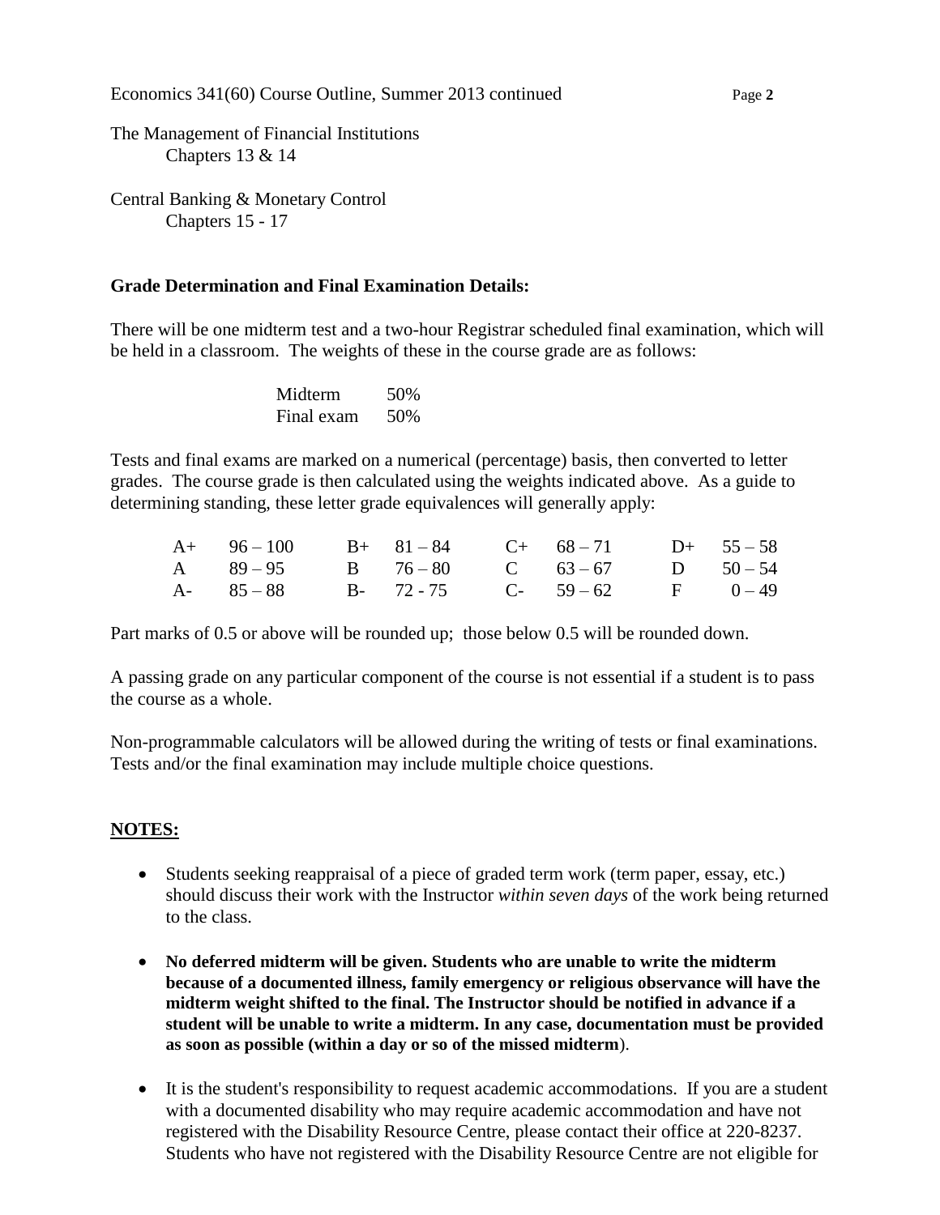The Management of Financial Institutions
Chapters 13 & 14

Central Banking & Monetary Control
Chapters 15 - 17

**Grade Determination and Final Examination Details:**

There will be one midterm test and a two-hour Registrar scheduled final examination, which will be held in a classroom. The weights of these in the course grade are as follows:

| | |
|---|---|
| Midterm | 50% |
| Final exam | 50% |

Tests and final exams are marked on a numerical (percentage) basis, then converted to letter grades. The course grade is then calculated using the weights indicated above. As a guide to determining standing, these letter grade equivalences will generally apply:

| | | | | | | | |
|---|---|---|---|---|---|---|---|
| A+ | 96 – 100 | B+ | 81 – 84 | C+ | 68 – 71 | D+ | 55 – 58 |
| A | 89 – 95 | B | 76 – 80 | C | 63 – 67 | D | 50 – 54 |
| A- | 85 – 88 | B- | 72 - 75 | C- | 59 – 62 | F | 0 – 49 |

Part marks of 0.5 or above will be rounded up; those below 0.5 will be rounded down.

A passing grade on any particular component of the course is not essential if a student is to pass the course as a whole.

Non-programmable calculators will be allowed during the writing of tests or final examinations. Tests and/or the final examination may include multiple choice questions.

**NOTES:**

- Students seeking reappraisal of a piece of graded term work (term paper, essay, etc.) should discuss their work with the Instructor *within seven days* of the work being returned to the class.

- **No deferred midterm will be given. Students who are unable to write the midterm because of a documented illness, family emergency or religious observance will have the midterm weight shifted to the final. The Instructor should be notified in advance if a student will be unable to write a midterm. In any case, documentation must be provided as soon as possible (within a day or so of the missed midterm**).

- It is the student's responsibility to request academic accommodations. If you are a student with a documented disability who may require academic accommodation and have not registered with the Disability Resource Centre, please contact their office at 220-8237. Students who have not registered with the Disability Resource Centre are not eligible for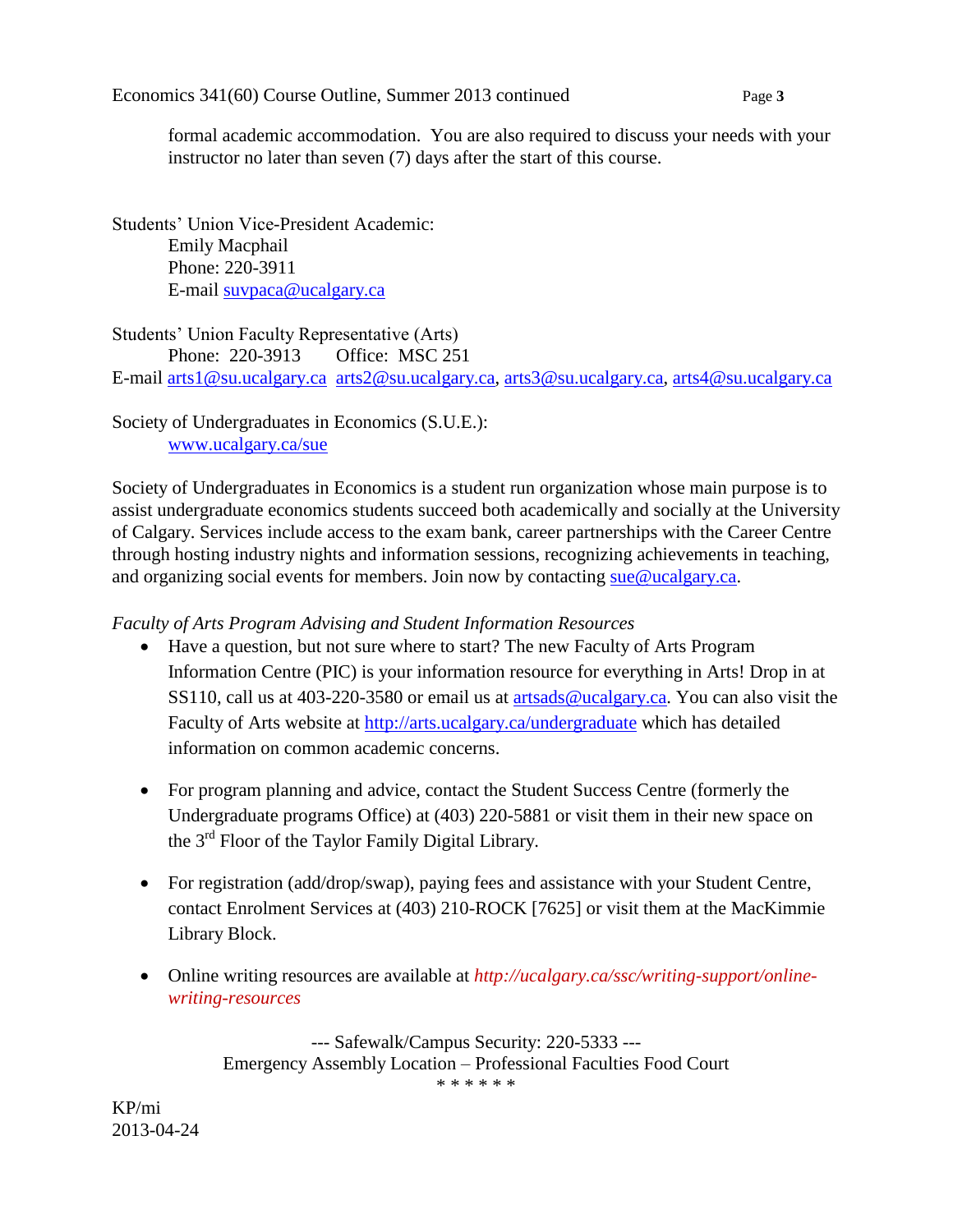formal academic accommodation. You are also required to discuss your needs with your instructor no later than seven (7) days after the start of this course.

Students' Union Vice-President Academic:
Emily Macphail
Phone: 220-3911
E-mail suvpaca@ucalgary.ca

Students' Union Faculty Representative (Arts)
Phone: 220-3913 Office: MSC 251
E-mail arts1@su.ucalgary.ca arts2@su.ucalgary.ca, arts3@su.ucalgary.ca, arts4@su.ucalgary.ca

Society of Undergraduates in Economics (S.U.E.):
www.ucalgary.ca/sue

Society of Undergraduates in Economics is a student run organization whose main purpose is to assist undergraduate economics students succeed both academically and socially at the University of Calgary. Services include access to the exam bank, career partnerships with the Career Centre through hosting industry nights and information sessions, recognizing achievements in teaching, and organizing social events for members. Join now by contacting sue@ucalgary.ca.

*Faculty of Arts Program Advising and Student Information Resources*

- Have a question, but not sure where to start? The new Faculty of Arts Program Information Centre (PIC) is your information resource for everything in Arts! Drop in at SS110, call us at 403-220-3580 or email us at artsads@ucalgary.ca. You can also visit the Faculty of Arts website at http://arts.ucalgary.ca/undergraduate which has detailed information on common academic concerns.

- For program planning and advice, contact the Student Success Centre (formerly the Undergraduate programs Office) at (403) 220-5881 or visit them in their new space on the 3rd Floor of the Taylor Family Digital Library.

- For registration (add/drop/swap), paying fees and assistance with your Student Centre, contact Enrolment Services at (403) 210-ROCK [7625] or visit them at the MacKimmie Library Block.

- Online writing resources are available at *http://ucalgary.ca/ssc/writing-support/online-writing-resources*

--- Safewalk/Campus Security: 220-5333 ---
Emergency Assembly Location – Professional Faculties Food Court
* * * * * *

KP/mi
2013-04-24